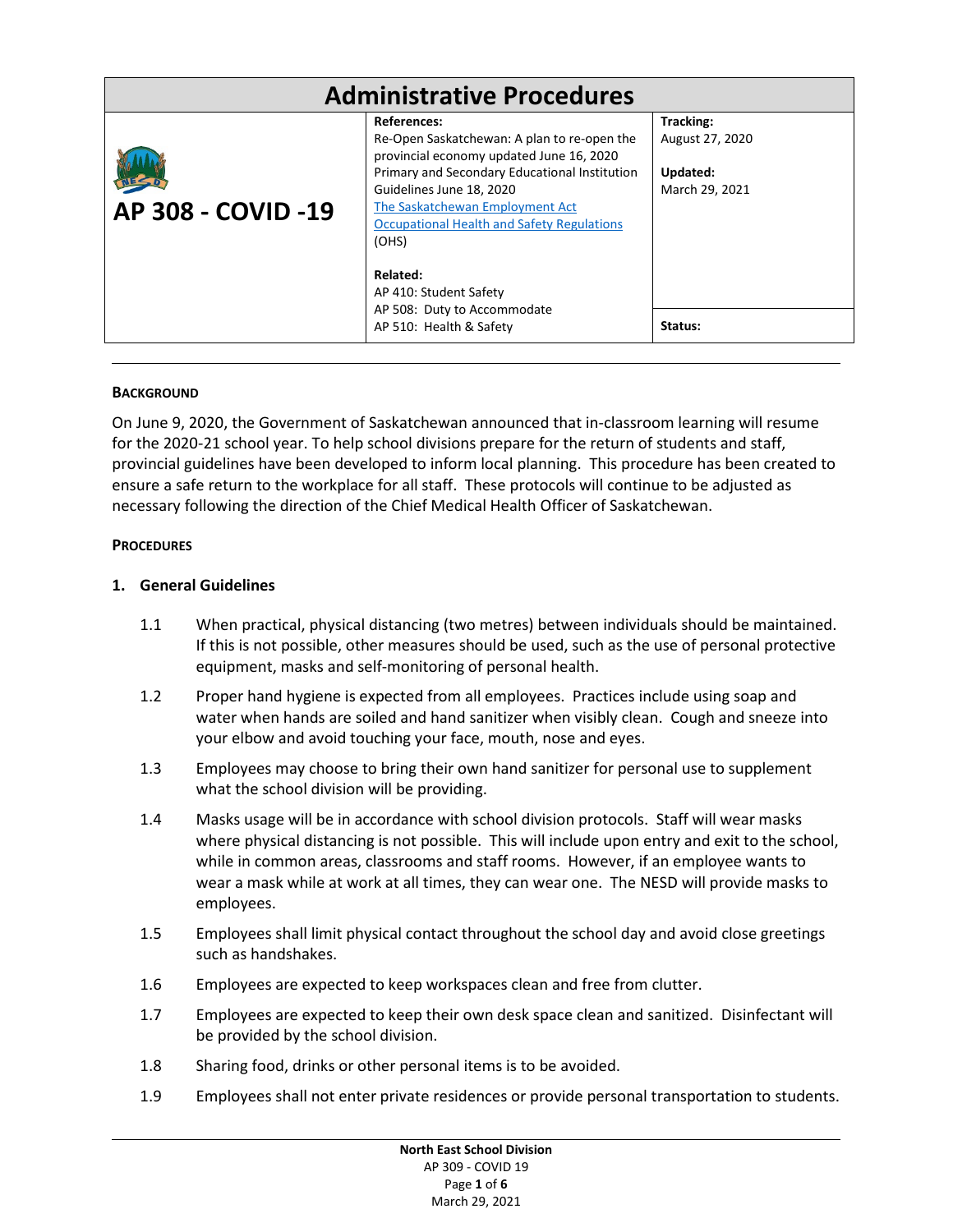# Administrative Procedures

| AP 308 - COVID -19 | **References:**<br>Re-Open Saskatchewan: A plan to re-open the provincial economy updated June 16, 2020<br>Primary and Secondary Educational Institution Guidelines June 18, 2020<br>[The Saskatchewan Employment Act]()<br>[Occupational Health and Safety Regulations]() (OHS)<br><br>**Related:**<br>AP 410: Student Safety<br>AP 508: Duty to Accommodate<br>AP 510: Health & Safety | **Tracking:**<br>August 27, 2020<br><br>**Updated:**<br>March 29, 2021<br><br>**Status:** |
|---|---|---|

**BACKGROUND**

On June 9, 2020, the Government of Saskatchewan announced that in-classroom learning will resume for the 2020-21 school year. To help school divisions prepare for the return of students and staff, provincial guidelines have been developed to inform local planning. This procedure has been created to ensure a safe return to the workplace for all staff. These protocols will continue to be adjusted as necessary following the direction of the Chief Medical Health Officer of Saskatchewan.

**PROCEDURES**

**1. General Guidelines**

1.1 When practical, physical distancing (two metres) between individuals should be maintained. If this is not possible, other measures should be used, such as the use of personal protective equipment, masks and self-monitoring of personal health.

1.2 Proper hand hygiene is expected from all employees. Practices include using soap and water when hands are soiled and hand sanitizer when visibly clean. Cough and sneeze into your elbow and avoid touching your face, mouth, nose and eyes.

1.3 Employees may choose to bring their own hand sanitizer for personal use to supplement what the school division will be providing.

1.4 Masks usage will be in accordance with school division protocols. Staff will wear masks where physical distancing is not possible. This will include upon entry and exit to the school, while in common areas, classrooms and staff rooms. However, if an employee wants to wear a mask while at work at all times, they can wear one. The NESD will provide masks to employees.

1.5 Employees shall limit physical contact throughout the school day and avoid close greetings such as handshakes.

1.6 Employees are expected to keep workspaces clean and free from clutter.

1.7 Employees are expected to keep their own desk space clean and sanitized. Disinfectant will be provided by the school division.

1.8 Sharing food, drinks or other personal items is to be avoided.

1.9 Employees shall not enter private residences or provide personal transportation to students.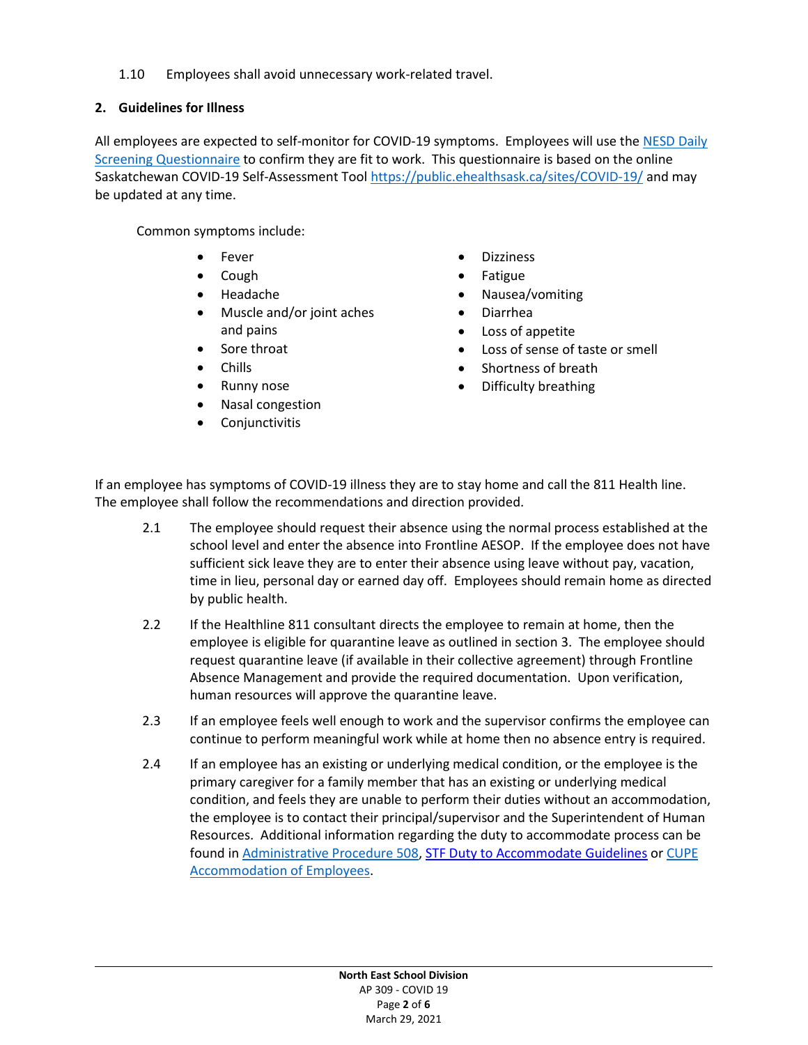1.10 Employees shall avoid unnecessary work-related travel.

**2. Guidelines for Illness**

All employees are expected to self-monitor for COVID-19 symptoms. Employees will use the NESD Daily Screening Questionnaire to confirm they are fit to work. This questionnaire is based on the online Saskatchewan COVID-19 Self-Assessment Tool https://public.ehealthsask.ca/sites/COVID-19/ and may be updated at any time.

Common symptoms include:

- Fever
- Cough
- Headache
- Muscle and/or joint aches and pains
- Sore throat
- Chills
- Runny nose
- Nasal congestion
- Conjunctivitis
- Dizziness
- Fatigue
- Nausea/vomiting
- Diarrhea
- Loss of appetite
- Loss of sense of taste or smell
- Shortness of breath
- Difficulty breathing

If an employee has symptoms of COVID-19 illness they are to stay home and call the 811 Health line. The employee shall follow the recommendations and direction provided.

2.1 The employee should request their absence using the normal process established at the school level and enter the absence into Frontline AESOP. If the employee does not have sufficient sick leave they are to enter their absence using leave without pay, vacation, time in lieu, personal day or earned day off. Employees should remain home as directed by public health.

2.2 If the Healthline 811 consultant directs the employee to remain at home, then the employee is eligible for quarantine leave as outlined in section 3. The employee should request quarantine leave (if available in their collective agreement) through Frontline Absence Management and provide the required documentation. Upon verification, human resources will approve the quarantine leave.

2.3 If an employee feels well enough to work and the supervisor confirms the employee can continue to perform meaningful work while at home then no absence entry is required.

2.4 If an employee has an existing or underlying medical condition, or the employee is the primary caregiver for a family member that has an existing or underlying medical condition, and feels they are unable to perform their duties without an accommodation, the employee is to contact their principal/supervisor and the Superintendent of Human Resources. Additional information regarding the duty to accommodate process can be found in Administrative Procedure 508, STF Duty to Accommodate Guidelines or CUPE Accommodation of Employees.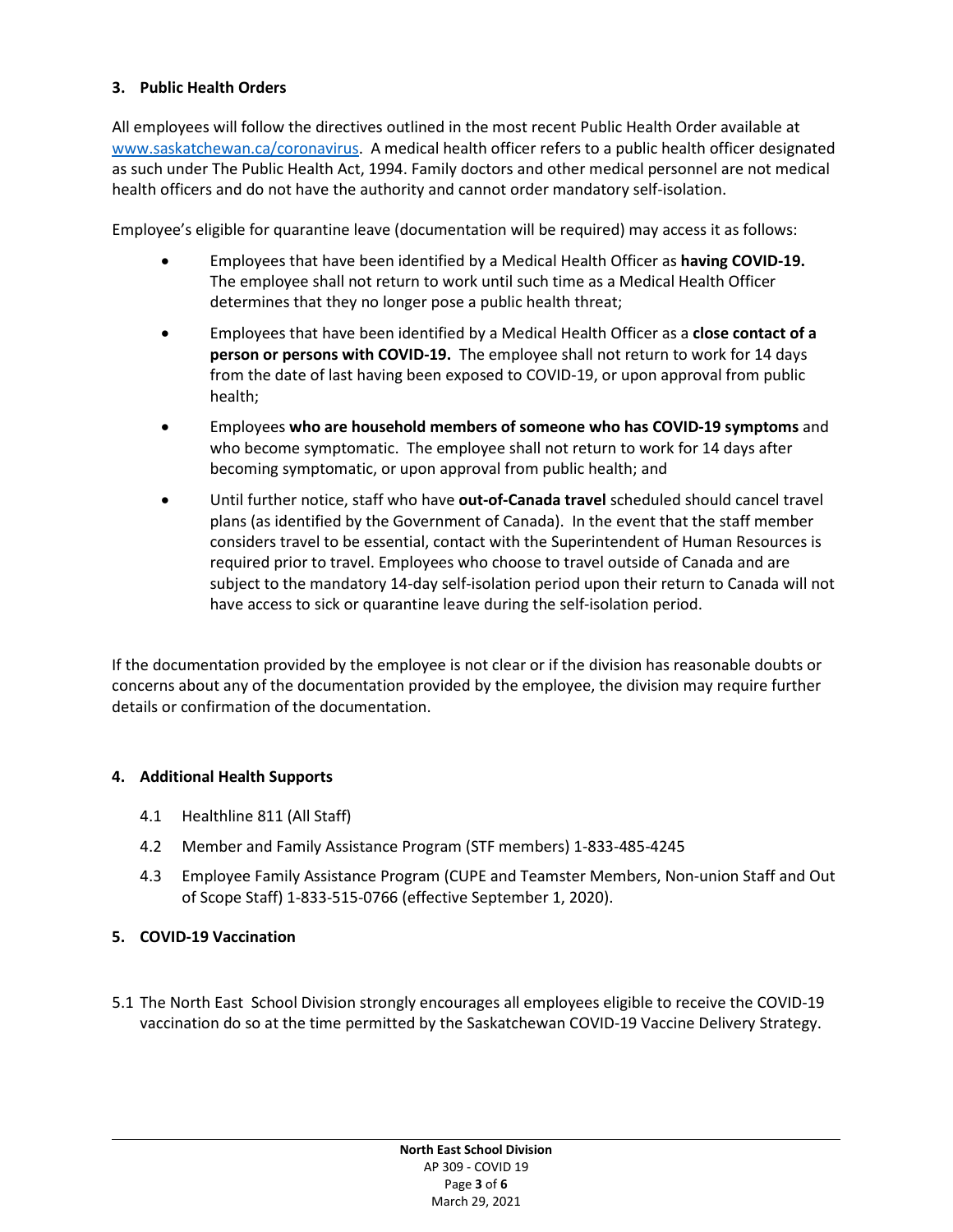### 3. Public Health Orders

All employees will follow the directives outlined in the most recent Public Health Order available at [www.saskatchewan.ca/coronavirus](http://www.saskatchewan.ca/coronavirus). A medical health officer refers to a public health officer designated as such under The Public Health Act, 1994. Family doctors and other medical personnel are not medical health officers and do not have the authority and cannot order mandatory self-isolation.

Employee's eligible for quarantine leave (documentation will be required) may access it as follows:

- Employees that have been identified by a Medical Health Officer as **having COVID-19.** The employee shall not return to work until such time as a Medical Health Officer determines that they no longer pose a public health threat;
- Employees that have been identified by a Medical Health Officer as a **close contact of a person or persons with COVID-19.** The employee shall not return to work for 14 days from the date of last having been exposed to COVID-19, or upon approval from public health;
- Employees **who are household members of someone who has COVID-19 symptoms** and who become symptomatic. The employee shall not return to work for 14 days after becoming symptomatic, or upon approval from public health; and
- Until further notice, staff who have **out-of-Canada travel** scheduled should cancel travel plans (as identified by the Government of Canada). In the event that the staff member considers travel to be essential, contact with the Superintendent of Human Resources is required prior to travel. Employees who choose to travel outside of Canada and are subject to the mandatory 14-day self-isolation period upon their return to Canada will not have access to sick or quarantine leave during the self-isolation period.

If the documentation provided by the employee is not clear or if the division has reasonable doubts or concerns about any of the documentation provided by the employee, the division may require further details or confirmation of the documentation.

### 4. Additional Health Supports

4.1 Healthline 811 (All Staff)

4.2 Member and Family Assistance Program (STF members) 1-833-485-4245

4.3 Employee Family Assistance Program (CUPE and Teamster Members, Non-union Staff and Out of Scope Staff) 1-833-515-0766 (effective September 1, 2020).

### 5. COVID-19 Vaccination

5.1 The North East School Division strongly encourages all employees eligible to receive the COVID-19 vaccination do so at the time permitted by the Saskatchewan COVID-19 Vaccine Delivery Strategy.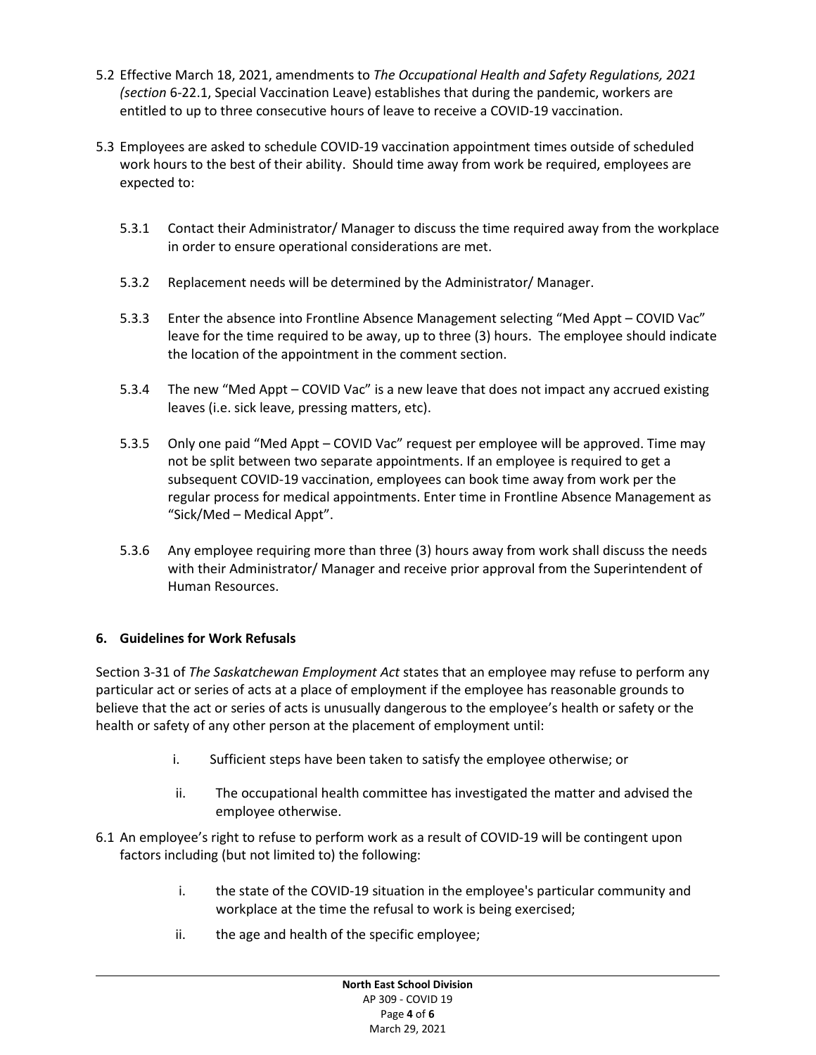5.2 Effective March 18, 2021, amendments to *The Occupational Health and Safety Regulations, 2021 (section* 6-22.1, Special Vaccination Leave) establishes that during the pandemic, workers are entitled to up to three consecutive hours of leave to receive a COVID-19 vaccination.

5.3 Employees are asked to schedule COVID-19 vaccination appointment times outside of scheduled work hours to the best of their ability. Should time away from work be required, employees are expected to:

5.3.1 Contact their Administrator/ Manager to discuss the time required away from the workplace in order to ensure operational considerations are met.

5.3.2 Replacement needs will be determined by the Administrator/ Manager.

5.3.3 Enter the absence into Frontline Absence Management selecting "Med Appt – COVID Vac" leave for the time required to be away, up to three (3) hours. The employee should indicate the location of the appointment in the comment section.

5.3.4 The new "Med Appt – COVID Vac" is a new leave that does not impact any accrued existing leaves (i.e. sick leave, pressing matters, etc).

5.3.5 Only one paid "Med Appt – COVID Vac" request per employee will be approved. Time may not be split between two separate appointments. If an employee is required to get a subsequent COVID-19 vaccination, employees can book time away from work per the regular process for medical appointments. Enter time in Frontline Absence Management as "Sick/Med – Medical Appt".

5.3.6 Any employee requiring more than three (3) hours away from work shall discuss the needs with their Administrator/ Manager and receive prior approval from the Superintendent of Human Resources.

## 6. Guidelines for Work Refusals

Section 3-31 of *The Saskatchewan Employment Act* states that an employee may refuse to perform any particular act or series of acts at a place of employment if the employee has reasonable grounds to believe that the act or series of acts is unusually dangerous to the employee's health or safety or the health or safety of any other person at the placement of employment until:

i. Sufficient steps have been taken to satisfy the employee otherwise; or

ii. The occupational health committee has investigated the matter and advised the employee otherwise.

6.1 An employee's right to refuse to perform work as a result of COVID-19 will be contingent upon factors including (but not limited to) the following:

i. the state of the COVID-19 situation in the employee's particular community and workplace at the time the refusal to work is being exercised;

ii. the age and health of the specific employee;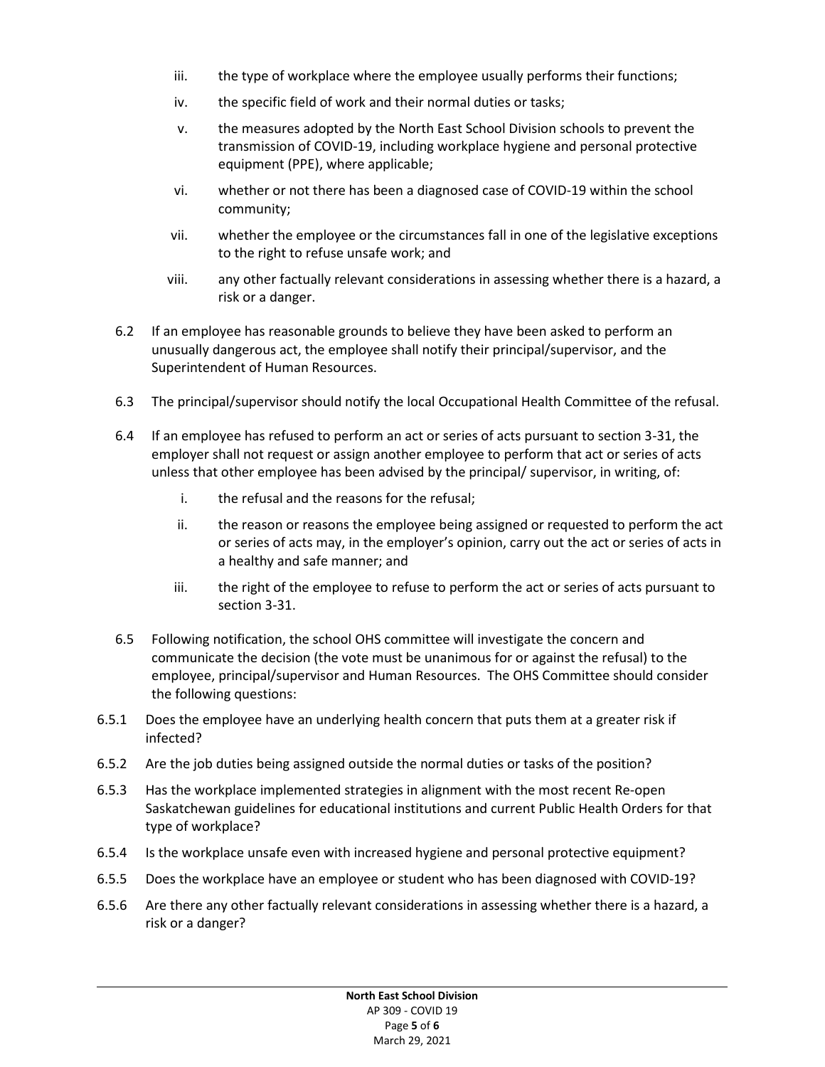iii. the type of workplace where the employee usually performs their functions;

iv. the specific field of work and their normal duties or tasks;

v. the measures adopted by the North East School Division schools to prevent the transmission of COVID-19, including workplace hygiene and personal protective equipment (PPE), where applicable;

vi. whether or not there has been a diagnosed case of COVID-19 within the school community;

vii. whether the employee or the circumstances fall in one of the legislative exceptions to the right to refuse unsafe work; and

viii. any other factually relevant considerations in assessing whether there is a hazard, a risk or a danger.

6.2 If an employee has reasonable grounds to believe they have been asked to perform an unusually dangerous act, the employee shall notify their principal/supervisor, and the Superintendent of Human Resources.

6.3 The principal/supervisor should notify the local Occupational Health Committee of the refusal.

6.4 If an employee has refused to perform an act or series of acts pursuant to section 3-31, the employer shall not request or assign another employee to perform that act or series of acts unless that other employee has been advised by the principal/ supervisor, in writing, of:

i. the refusal and the reasons for the refusal;

ii. the reason or reasons the employee being assigned or requested to perform the act or series of acts may, in the employer's opinion, carry out the act or series of acts in a healthy and safe manner; and

iii. the right of the employee to refuse to perform the act or series of acts pursuant to section 3-31.

6.5 Following notification, the school OHS committee will investigate the concern and communicate the decision (the vote must be unanimous for or against the refusal) to the employee, principal/supervisor and Human Resources. The OHS Committee should consider the following questions:

6.5.1 Does the employee have an underlying health concern that puts them at a greater risk if infected?

6.5.2 Are the job duties being assigned outside the normal duties or tasks of the position?

6.5.3 Has the workplace implemented strategies in alignment with the most recent Re-open Saskatchewan guidelines for educational institutions and current Public Health Orders for that type of workplace?

6.5.4 Is the workplace unsafe even with increased hygiene and personal protective equipment?

6.5.5 Does the workplace have an employee or student who has been diagnosed with COVID-19?

6.5.6 Are there any other factually relevant considerations in assessing whether there is a hazard, a risk or a danger?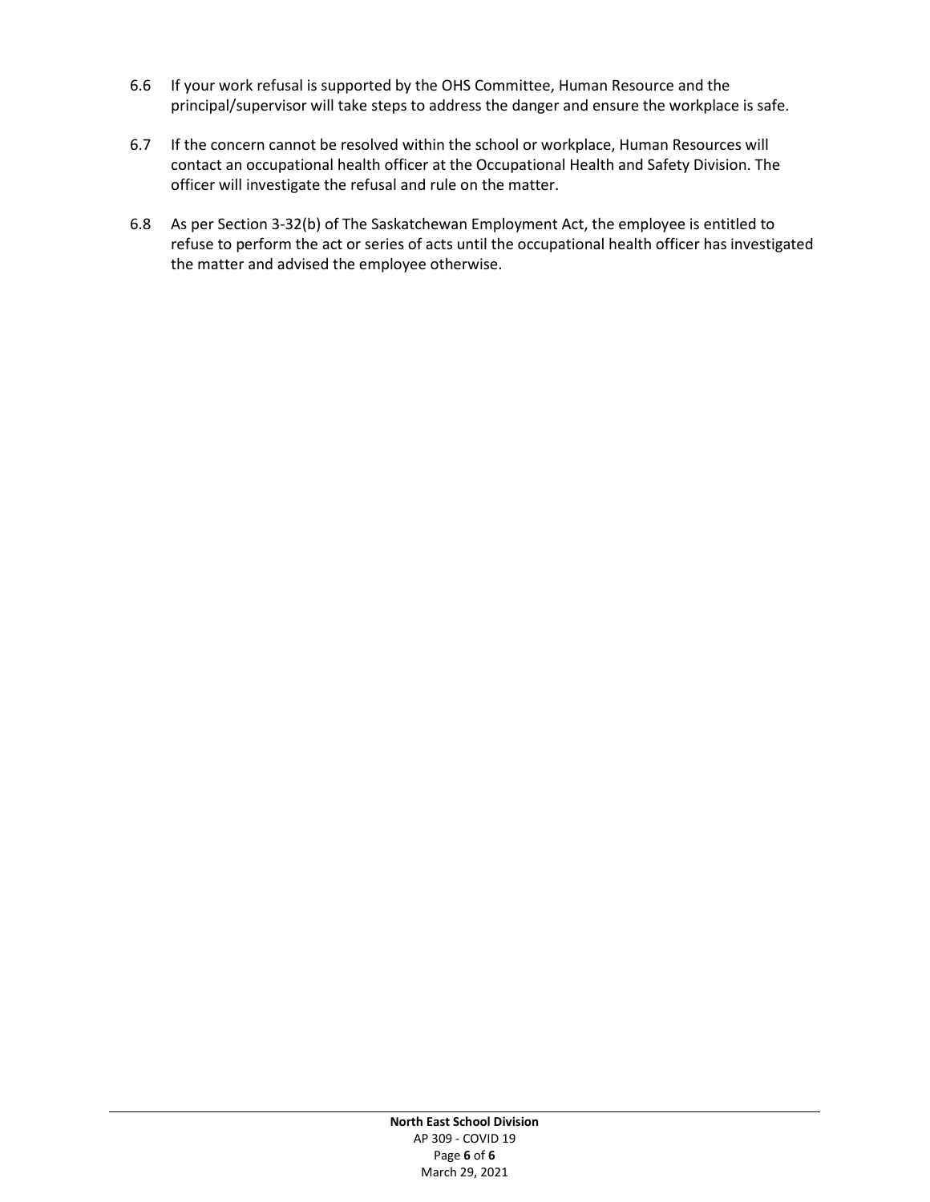6.6 If your work refusal is supported by the OHS Committee, Human Resource and the principal/supervisor will take steps to address the danger and ensure the workplace is safe.

6.7 If the concern cannot be resolved within the school or workplace, Human Resources will contact an occupational health officer at the Occupational Health and Safety Division. The officer will investigate the refusal and rule on the matter.

6.8 As per Section 3-32(b) of The Saskatchewan Employment Act, the employee is entitled to refuse to perform the act or series of acts until the occupational health officer has investigated the matter and advised the employee otherwise.